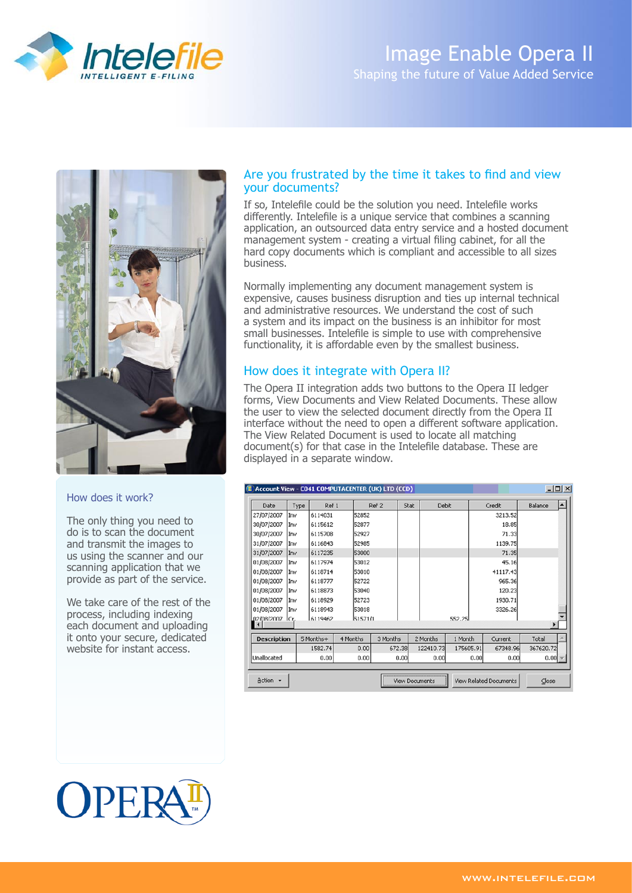Intelefile
INTELLIGENT E-FILING

# Image Enable Opera II

Shaping the future of Value Added Service

## Are you frustrated by the time it takes to find and view your documents?

If so, Intelefile could be the solution you need. Intelefile works differently. Intelefile is a unique service that combines a scanning application, an outsourced data entry service and a hosted document management system - creating a virtual filing cabinet, for all the hard copy documents which is compliant and accessible to all sizes business.

Normally implementing any document management system is expensive, causes business disruption and ties up internal technical and administrative resources. We understand the cost of such a system and its impact on the business is an inhibitor for most small businesses. Intelefile is simple to use with comprehensive functionality, it is affordable even by the smallest business.

## How does it integrate with Opera II?

The Opera II integration adds two buttons to the Opera II ledger forms, View Documents and View Related Documents. These allow the user to view the selected document directly from the Opera II interface without the need to open a different software application. The View Related Document is used to locate all matching document(s) for that case in the Intelefile database. These are displayed in a separate window.

## How does it work?

The only thing you need to do is to scan the document and transmit the images to us using the scanner and our scanning application that we provide as part of the service.

We take care of the rest of the process, including indexing each document and uploading it onto your secure, dedicated website for instant access.

OPERA II

WWW.INTELEFILE.COM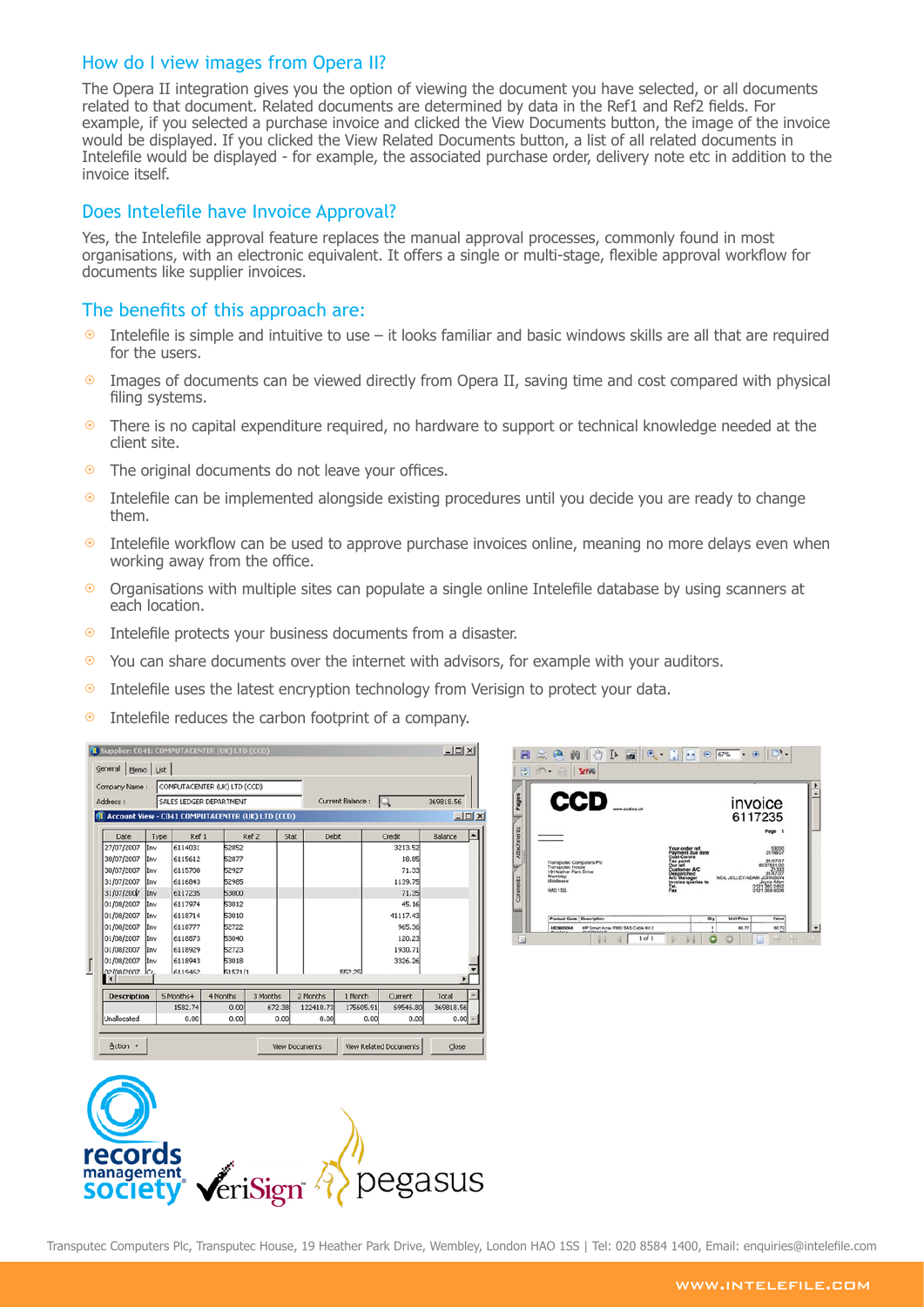## How do I view images from Opera II?

The Opera II integration gives you the option of viewing the document you have selected, or all documents related to that document. Related documents are determined by data in the Ref1 and Ref2 fields. For example, if you selected a purchase invoice and clicked the View Documents button, the image of the invoice would be displayed. If you clicked the View Related Documents button, a list of all related documents in Intelefile would be displayed - for example, the associated purchase order, delivery note etc in addition to the invoice itself.

## Does Intelefile have Invoice Approval?

Yes, the Intelefile approval feature replaces the manual approval processes, commonly found in most organisations, with an electronic equivalent. It offers a single or multi-stage, flexible approval workflow for documents like supplier invoices.

## The benefits of this approach are:

- Intelefile is simple and intuitive to use – it looks familiar and basic windows skills are all that are required for the users.
- Images of documents can be viewed directly from Opera II, saving time and cost compared with physical filing systems.
- There is no capital expenditure required, no hardware to support or technical knowledge needed at the client site.
- The original documents do not leave your offices.
- Intelefile can be implemented alongside existing procedures until you decide you are ready to change them.
- Intelefile workflow can be used to approve purchase invoices online, meaning no more delays even when working away from the office.
- Organisations with multiple sites can populate a single online Intelefile database by using scanners at each location.
- Intelefile protects your business documents from a disaster.
- You can share documents over the internet with advisors, for example with your auditors.
- Intelefile uses the latest encryption technology from Verisign to protect your data.
- Intelefile reduces the carbon footprint of a company.

Transputec Computers Plc, Transputec House, 19 Heather Park Drive, Wembley, London HAO 1SS | Tel: 020 8584 1400, Email: enquiries@intelefile.com

WWW.INTELEFILE.COM